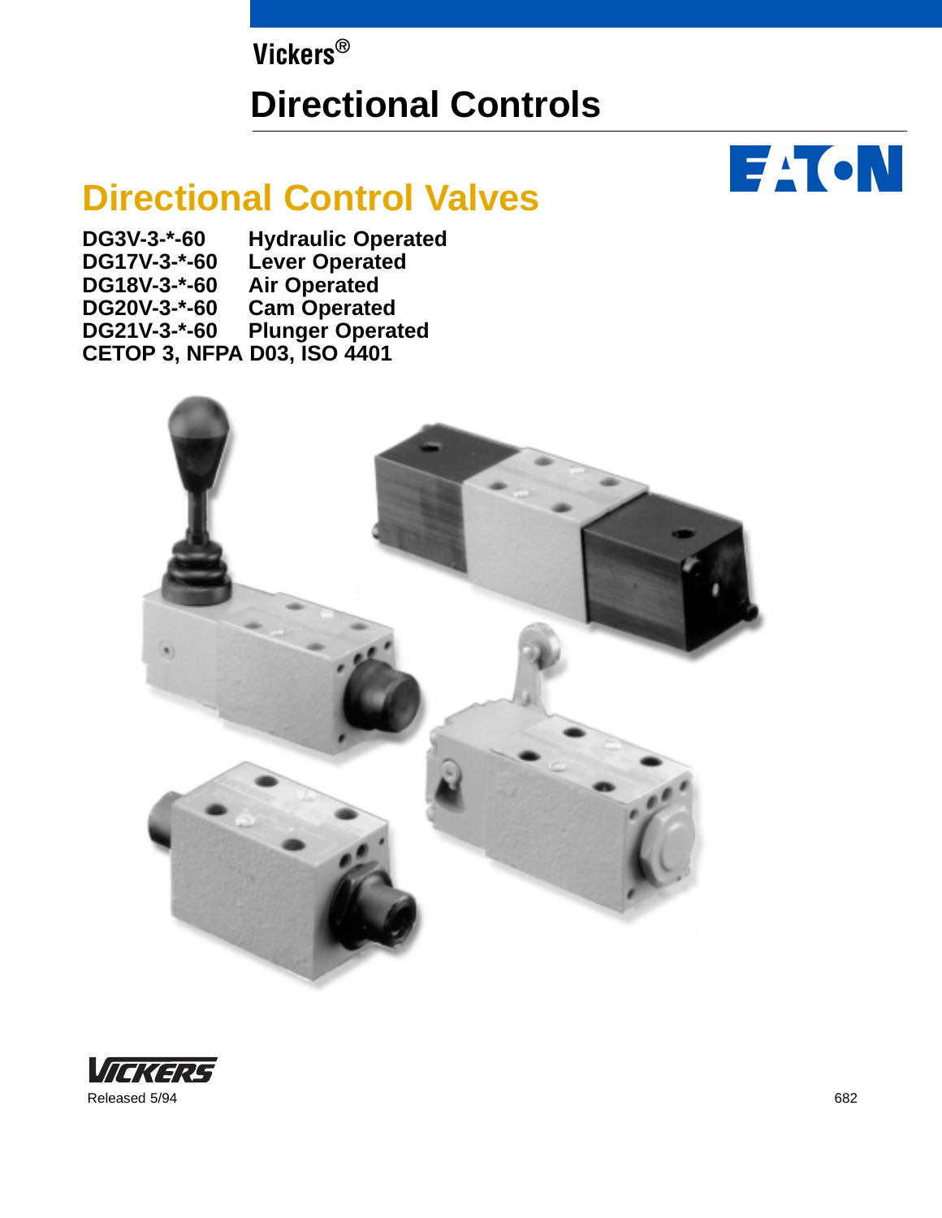Vickers®

# Directional Controls

## Directional Control Valves

**DG3V-3-*-60 Hydraulic Operated**
**DG17V-3-*-60 Lever Operated**
**DG18V-3-*-60 Air Operated**
**DG20V-3-*-60 Cam Operated**
**DG21V-3-*-60 Plunger Operated**
**CETOP 3, NFPA D03, ISO 4401**

Released 5/94

682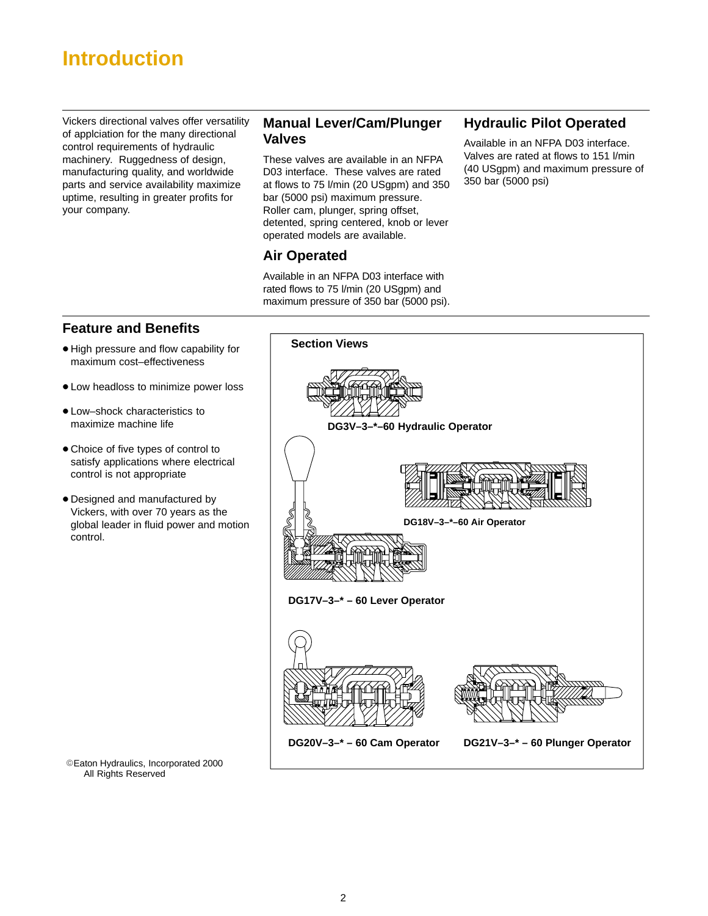# Introduction

Vickers directional valves offer versatility of applciation for the many directional control requirements of hydraulic machinery. Ruggedness of design, manufacturing quality, and worldwide parts and service availability maximize uptime, resulting in greater profits for your company.

## Manual Lever/Cam/Plunger Valves

These valves are available in an NFPA D03 interface. These valves are rated at flows to 75 l/min (20 USgpm) and 350 bar (5000 psi) maximum pressure. Roller cam, plunger, spring offset, detented, spring centered, knob or lever operated models are available.

## Air Operated

Available in an NFPA D03 interface with rated flows to 75 l/min (20 USgpm) and maximum pressure of 350 bar (5000 psi).

## Hydraulic Pilot Operated

Available in an NFPA D03 interface. Valves are rated at flows to 151 l/min (40 USgpm) and maximum pressure of 350 bar (5000 psi)

## Feature and Benefits

- High pressure and flow capability for maximum cost–effectiveness
- Low headloss to minimize power loss
- Low–shock characteristics to maximize machine life
- Choice of five types of control to satisfy applications where electrical control is not appropriate
- Designed and manufactured by Vickers, with over 70 years as the global leader in fluid power and motion control.

### Section Views

DG3V–3–*–60 Hydraulic Operator

DG18V–3–*–60 Air Operator

DG17V–3–* – 60 Lever Operator

DG20V–3–* – 60 Cam Operator

DG21V–3–* – 60 Plunger Operator

©Eaton Hydraulics, Incorporated 2000
All Rights Reserved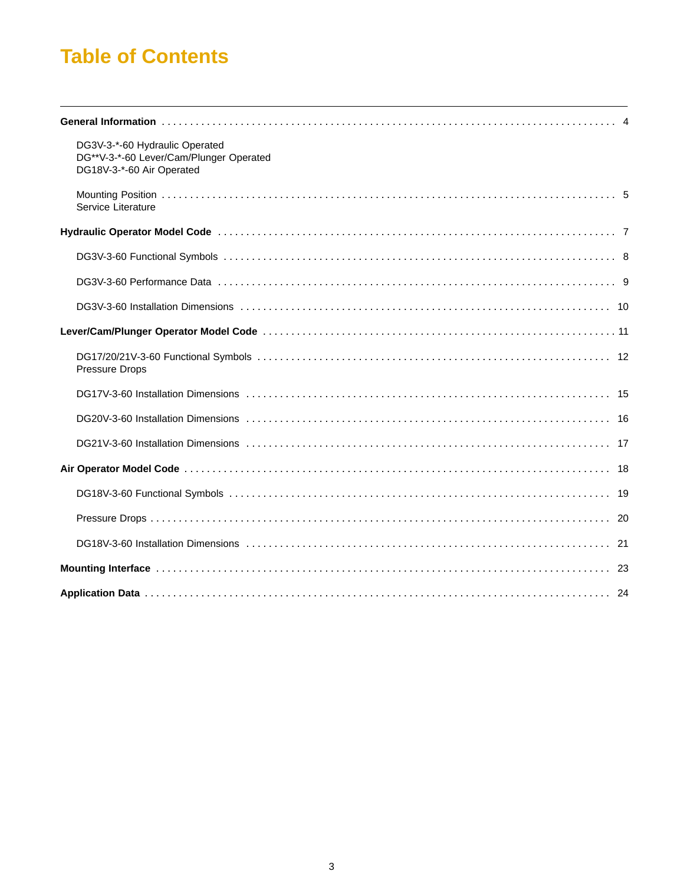# Table of Contents

**General Information** . . . . . . . . . . 4

DG3V-3-*-60 Hydraulic Operated
DG**V-3-*-60 Lever/Cam/Plunger Operated
DG18V-3-*-60 Air Operated

Mounting Position . . . . . . . . . . 5
Service Literature

**Hydraulic Operator Model Code** . . . . . . . . . . 7

DG3V-3-60 Functional Symbols . . . . . . . . . . 8

DG3V-3-60 Performance Data . . . . . . . . . . 9

DG3V-3-60 Installation Dimensions . . . . . . . . . . 10

**Lever/Cam/Plunger Operator Model Code** . . . . . . . . . . 11

DG17/20/21V-3-60 Functional Symbols . . . . . . . . . . 12
Pressure Drops

DG17V-3-60 Installation Dimensions . . . . . . . . . . 15

DG20V-3-60 Installation Dimensions . . . . . . . . . . 16

DG21V-3-60 Installation Dimensions . . . . . . . . . . 17

**Air Operator Model Code** . . . . . . . . . . 18

DG18V-3-60 Functional Symbols . . . . . . . . . . 19

Pressure Drops . . . . . . . . . . 20

DG18V-3-60 Installation Dimensions . . . . . . . . . . 21

**Mounting Interface** . . . . . . . . . . 23

**Application Data** . . . . . . . . . . 24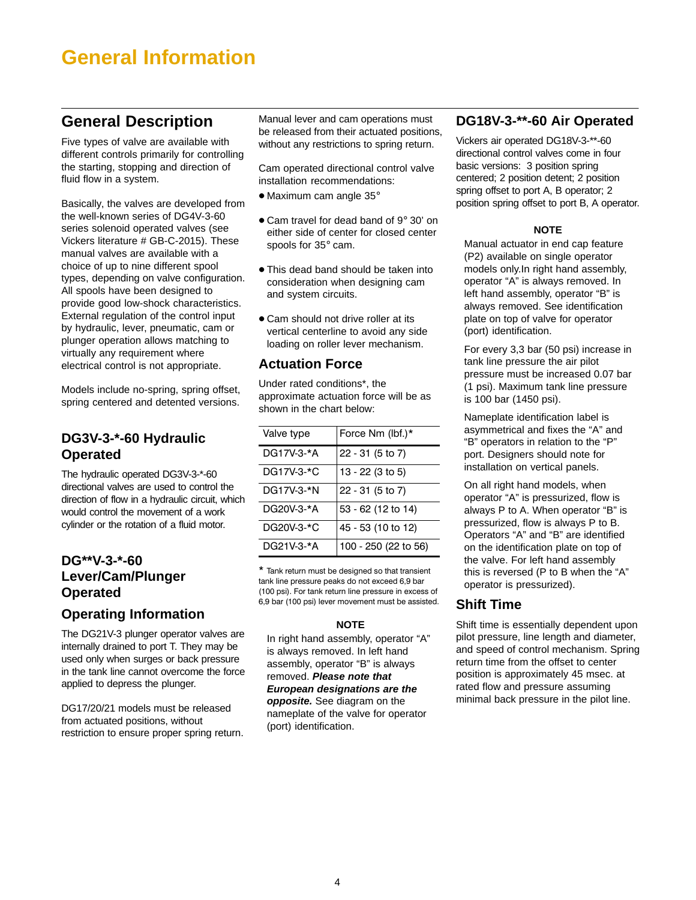# General Information

## General Description

Five types of valve are available with different controls primarily for controlling the starting, stopping and direction of fluid flow in a system.

Basically, the valves are developed from the well-known series of DG4V-3-60 series solenoid operated valves (see Vickers literature # GB-C-2015). These manual valves are available with a choice of up to nine different spool types, depending on valve configuration. All spools have been designed to provide good low-shock characteristics. External regulation of the control input by hydraulic, lever, pneumatic, cam or plunger operation allows matching to virtually any requirement where electrical control is not appropriate.

Models include no-spring, spring offset, spring centered and detented versions.

## DG3V-3-*-60 Hydraulic Operated

The hydraulic operated DG3V-3-*-60 directional valves are used to control the direction of flow in a hydraulic circuit, which would control the movement of a work cylinder or the rotation of a fluid motor.

## DG**V-3-*-60 Lever/Cam/Plunger Operated

## Operating Information

The DG21V-3 plunger operator valves are internally drained to port T. They may be used only when surges or back pressure in the tank line cannot overcome the force applied to depress the plunger.

DG17/20/21 models must be released from actuated positions, without restriction to ensure proper spring return.

Manual lever and cam operations must be released from their actuated positions, without any restrictions to spring return.

Cam operated directional control valve installation recommendations:

- Maximum cam angle 35°
- Cam travel for dead band of 9° 30' on either side of center for closed center spools for 35° cam.
- This dead band should be taken into consideration when designing cam and system circuits.
- Cam should not drive roller at its vertical centerline to avoid any side loading on roller lever mechanism.

## Actuation Force

Under rated conditions*, the approximate actuation force will be as shown in the chart below:

| Valve type | Force Nm (lbf.)* |
|---|---|
| DG17V-3-*A | 22 - 31 (5 to 7) |
| DG17V-3-*C | 13 - 22 (3 to 5) |
| DG17V-3-*N | 22 - 31 (5 to 7) |
| DG20V-3-*A | 53 - 62 (12 to 14) |
| DG20V-3-*C | 45 - 53 (10 to 12) |
| DG21V-3-*A | 100 - 250 (22 to 56) |

* Tank return must be designed so that transient tank line pressure peaks do not exceed 6,9 bar (100 psi). For tank return line pressure in excess of 6,9 bar (100 psi) lever movement must be assisted.

**NOTE**

In right hand assembly, operator "A" is always removed. In left hand assembly, operator "B" is always removed. ***Please note that European designations are the opposite.*** See diagram on the nameplate of the valve for operator (port) identification.

## DG18V-3-**-60 Air Operated

Vickers air operated DG18V-3-**-60 directional control valves come in four basic versions: 3 position spring centered; 2 position detent; 2 position spring offset to port A, B operator; 2 position spring offset to port B, A operator.

**NOTE**

Manual actuator in end cap feature (P2) available on single operator models only.In right hand assembly, operator "A" is always removed. In left hand assembly, operator "B" is always removed. See identification plate on top of valve for operator (port) identification.

For every 3,3 bar (50 psi) increase in tank line pressure the air pilot pressure must be increased 0.07 bar (1 psi). Maximum tank line pressure is 100 bar (1450 psi).

Nameplate identification label is asymmetrical and fixes the "A" and "B" operators in relation to the "P" port. Designers should note for installation on vertical panels.

On all right hand models, when operator "A" is pressurized, flow is always P to A. When operator "B" is pressurized, flow is always P to B. Operators "A" and "B" are identified on the identification plate on top of the valve. For left hand assembly this is reversed (P to B when the "A" operator is pressurized).

## Shift Time

Shift time is essentially dependent upon pilot pressure, line length and diameter, and speed of control mechanism. Spring return time from the offset to center position is approximately 45 msec. at rated flow and pressure assuming minimal back pressure in the pilot line.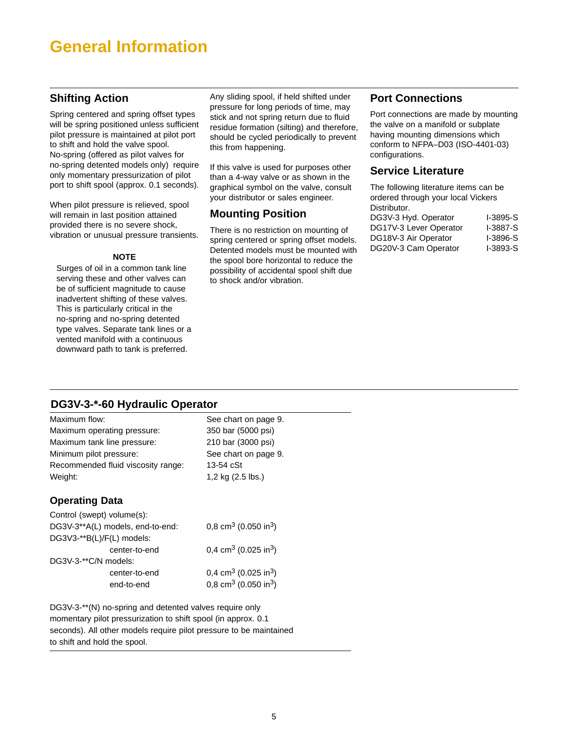# General Information

## Shifting Action

Spring centered and spring offset types will be spring positioned unless sufficient pilot pressure is maintained at pilot port to shift and hold the valve spool. No-spring (offered as pilot valves for no-spring detented models only) require only momentary pressurization of pilot port to shift spool (approx. 0.1 seconds).

When pilot pressure is relieved, spool will remain in last position attained provided there is no severe shock, vibration or unusual pressure transients.

**NOTE**

Surges of oil in a common tank line serving these and other valves can be of sufficient magnitude to cause inadvertent shifting of these valves. This is particularly critical in the no-spring and no-spring detented type valves. Separate tank lines or a vented manifold with a continuous downward path to tank is preferred.

Any sliding spool, if held shifted under pressure for long periods of time, may stick and not spring return due to fluid residue formation (silting) and therefore, should be cycled periodically to prevent this from happening.

If this valve is used for purposes other than a 4-way valve or as shown in the graphical symbol on the valve, consult your distributor or sales engineer.

## Mounting Position

There is no restriction on mounting of spring centered or spring offset models. Detented models must be mounted with the spool bore horizontal to reduce the possibility of accidental spool shift due to shock and/or vibration.

## Port Connections

Port connections are made by mounting the valve on a manifold or subplate having mounting dimensions which conform to NFPA–D03 (ISO-4401-03) configurations.

## Service Literature

The following literature items can be ordered through your local Vickers Distributor.

| | |
|---|---|
| DG3V-3 Hyd. Operator | I-3895-S |
| DG17V-3 Lever Operator | I-3887-S |
| DG18V-3 Air Operator | I-3896-S |
| DG20V-3 Cam Operator | I-3893-S |

## DG3V-3-*-60 Hydraulic Operator

| | |
|---|---|
| Maximum flow: | See chart on page 9. |
| Maximum operating pressure: | 350 bar (5000 psi) |
| Maximum tank line pressure: | 210 bar (3000 psi) |
| Minimum pilot pressure: | See chart on page 9. |
| Recommended fluid viscosity range: | 13-54 cSt |
| Weight: | 1,2 kg (2.5 lbs.) |

### Operating Data

| | |
|---|---|
| Control (swept) volume(s): | |
| DG3V-3**A(L) models, end-to-end: | 0,8 $cm^3$ (0.050 $in^3$) |
| DG3V3-**B(L)/F(L) models: | |
| center-to-end | 0,4 $cm^3$ (0.025 $in^3$) |
| DG3V-3-**C/N models: | |
| center-to-end | 0,4 $cm^3$ (0.025 $in^3$) |
| end-to-end | 0,8 $cm^3$ (0.050 $in^3$) |

DG3V-3-**(N) no-spring and detented valves require only momentary pilot pressurization to shift spool (in approx. 0.1 seconds). All other models require pilot pressure to be maintained to shift and hold the spool.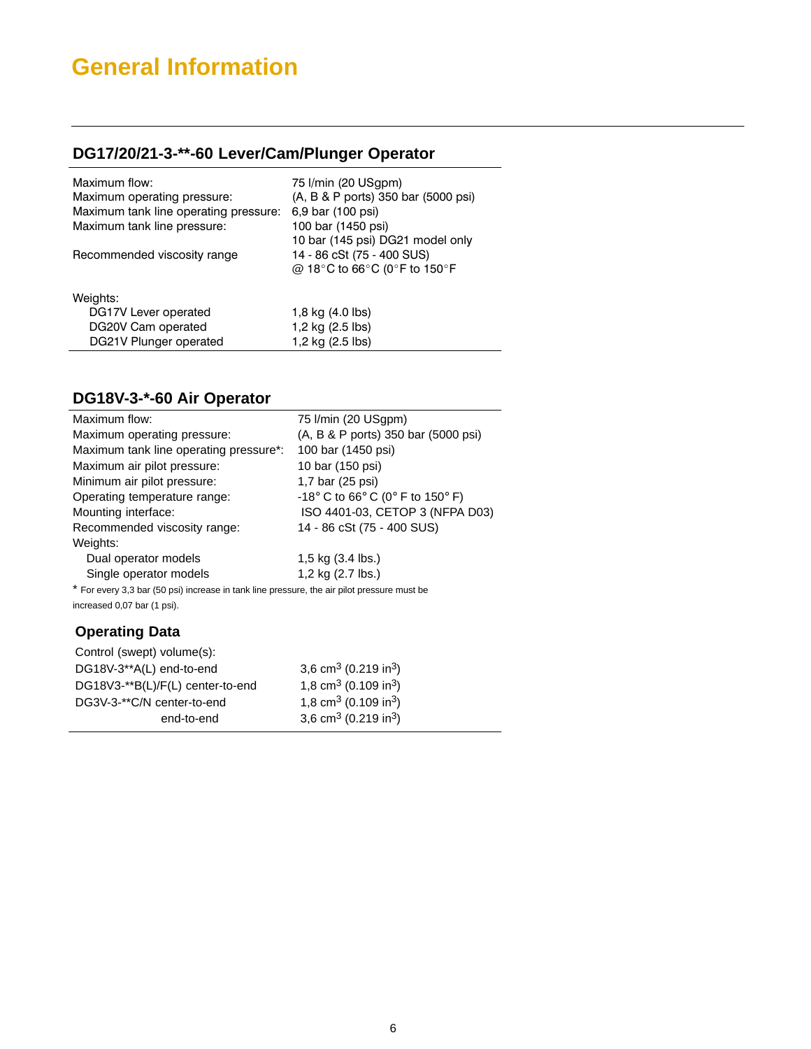# General Information

## DG17/20/21-3-**-60 Lever/Cam/Plunger Operator

| | |
|---|---|
| Maximum flow: | 75 l/min (20 USgpm) |
| Maximum operating pressure: | (A, B & P ports) 350 bar (5000 psi) |
| Maximum tank line operating pressure: | 6,9 bar (100 psi) |
| Maximum tank line pressure: | 100 bar (1450 psi) |
| | 10 bar (145 psi) DG21 model only |
| Recommended viscosity range | 14 - 86 cSt (75 - 400 SUS) |
| | @ 18°C to 66°C (0°F to 150°F |
| Weights: | |
| DG17V Lever operated | 1,8 kg (4.0 lbs) |
| DG20V Cam operated | 1,2 kg (2.5 lbs) |
| DG21V Plunger operated | 1,2 kg (2.5 lbs) |

## DG18V-3-*-60 Air Operator

| | |
|---|---|
| Maximum flow: | 75 l/min (20 USgpm) |
| Maximum operating pressure: | (A, B & P ports) 350 bar (5000 psi) |
| Maximum tank line operating pressure*: | 100 bar (1450 psi) |
| Maximum air pilot pressure: | 10 bar (150 psi) |
| Minimum air pilot pressure: | 1,7 bar (25 psi) |
| Operating temperature range: | -18° C to 66° C (0° F to 150° F) |
| Mounting interface: | ISO 4401-03, CETOP 3 (NFPA D03) |
| Recommended viscosity range: | 14 - 86 cSt (75 - 400 SUS) |
| Weights: | |
| Dual operator models | 1,5 kg (3.4 lbs.) |
| Single operator models | 1,2 kg (2.7 lbs.) |

* For every 3,3 bar (50 psi) increase in tank line pressure, the air pilot pressure must be increased 0,07 bar (1 psi).

### Operating Data

| | |
|---|---|
| Control (swept) volume(s): | |
| DG18V-3**A(L) end-to-end | 3,6 $cm^3$ (0.219 $in^3$) |
| DG18V3-**B(L)/F(L) center-to-end | 1,8 $cm^3$ (0.109 $in^3$) |
| DG3V-3-**C/N center-to-end | 1,8 $cm^3$ (0.109 $in^3$) |
| end-to-end | 3,6 $cm^3$ (0.219 $in^3$) |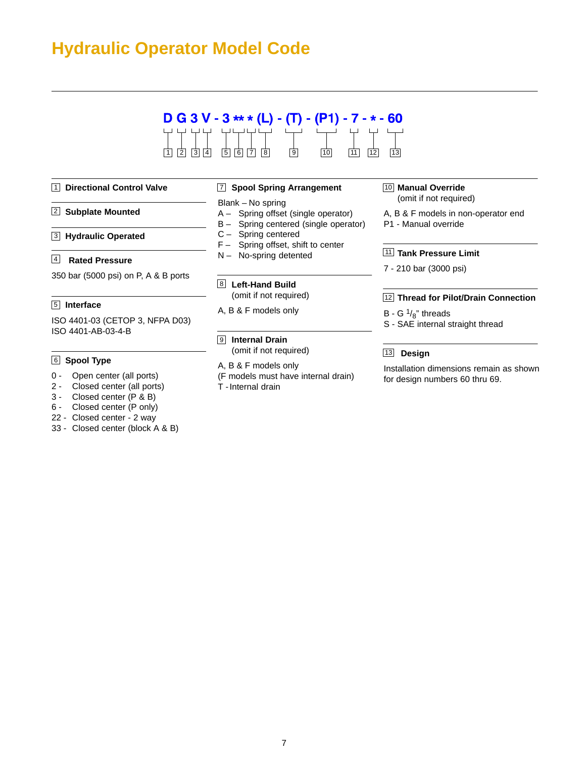# Hydraulic Operator Model Code

**D G 3 V - 3 ** * (L) - (T) - (P1) - 7 - * - 60**

1 2 3 4 5 6 7 8 9 10 11 12 13

### 1 Directional Control Valve

### 2 Subplate Mounted

### 3 Hydraulic Operated

### 4 Rated Pressure

350 bar (5000 psi) on P, A & B ports

### 5 Interface

ISO 4401-03 (CETOP 3, NFPA D03)
ISO 4401-AB-03-4-B

### 6 Spool Type

0 - Open center (all ports)
2 - Closed center (all ports)
3 - Closed center (P & B)
6 - Closed center (P only)
22 - Closed center - 2 way
33 - Closed center (block A & B)

### 7 Spool Spring Arrangement

Blank – No spring
A – Spring offset (single operator)
B – Spring centered (single operator)
C – Spring centered
F – Spring offset, shift to center
N – No-spring detented

### 8 Left-Hand Build

(omit if not required)

A, B & F models only

### 9 Internal Drain

(omit if not required)

A, B & F models only
(F models must have internal drain)
T - Internal drain

### 10 Manual Override

(omit if not required)

A, B & F models in non-operator end
P1 - Manual override

### 11 Tank Pressure Limit

7 - 210 bar (3000 psi)

### 12 Thread for Pilot/Drain Connection

B - G $^{1}/_{8}$" threads
S - SAE internal straight thread

### 13 Design

Installation dimensions remain as shown for design numbers 60 thru 69.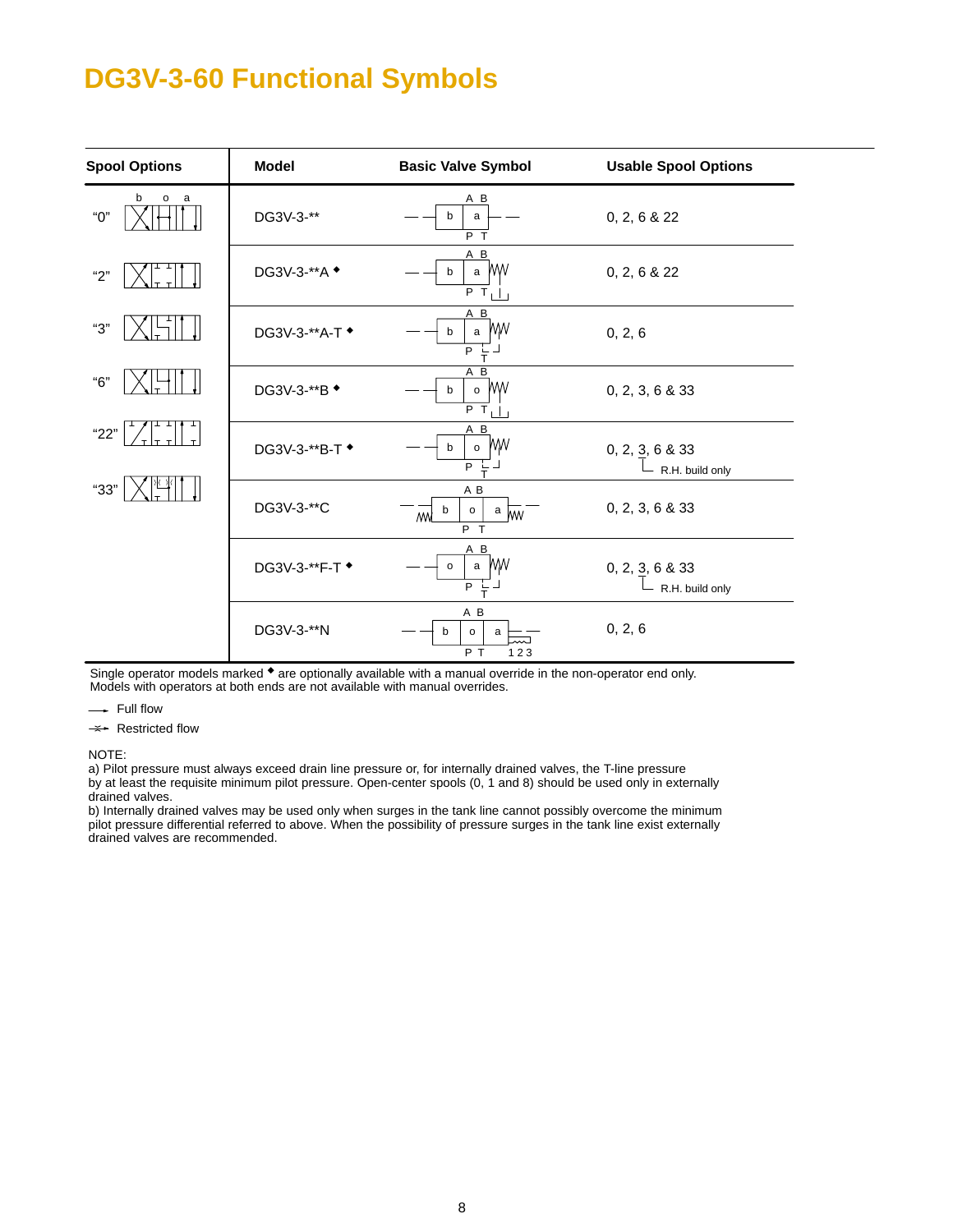# DG3V-3-60 Functional Symbols

| Spool Options | Model | Basic Valve Symbol | Usable Spool Options |
|---|---|---|---|
| "0" | DG3V-3-** | | 0, 2, 6 & 22 |
| "2" | DG3V-3-**A ◆ | | 0, 2, 6 & 22 |
| "3" | DG3V-3-**A-T ◆ | | 0, 2, 6 |
| "6" | DG3V-3-**B ◆ | | 0, 2, 3, 6 & 33 |
| "22" | DG3V-3-**B-T ◆ | | 0, 2, 3, 6 & 33 (3: R.H. build only) |
| "33" | DG3V-3-**C | | 0, 2, 3, 6 & 33 |
| | DG3V-3-**F-T ◆ | | 0, 2, 3, 6 & 33 (3: R.H. build only) |
| | DG3V-3-**N | | 0, 2, 6 |

Single operator models marked ◆ are optionally available with a manual override in the non-operator end only. Models with operators at both ends are not available with manual overrides.

→ Full flow

⇸ Restricted flow

NOTE:
a) Pilot pressure must always exceed drain line pressure or, for internally drained valves, the T-line pressure by at least the requisite minimum pilot pressure. Open-center spools (0, 1 and 8) should be used only in externally drained valves.
b) Internally drained valves may be used only when surges in the tank line cannot possibly overcome the minimum pilot pressure differential referred to above. When the possibility of pressure surges in the tank line exist externally drained valves are recommended.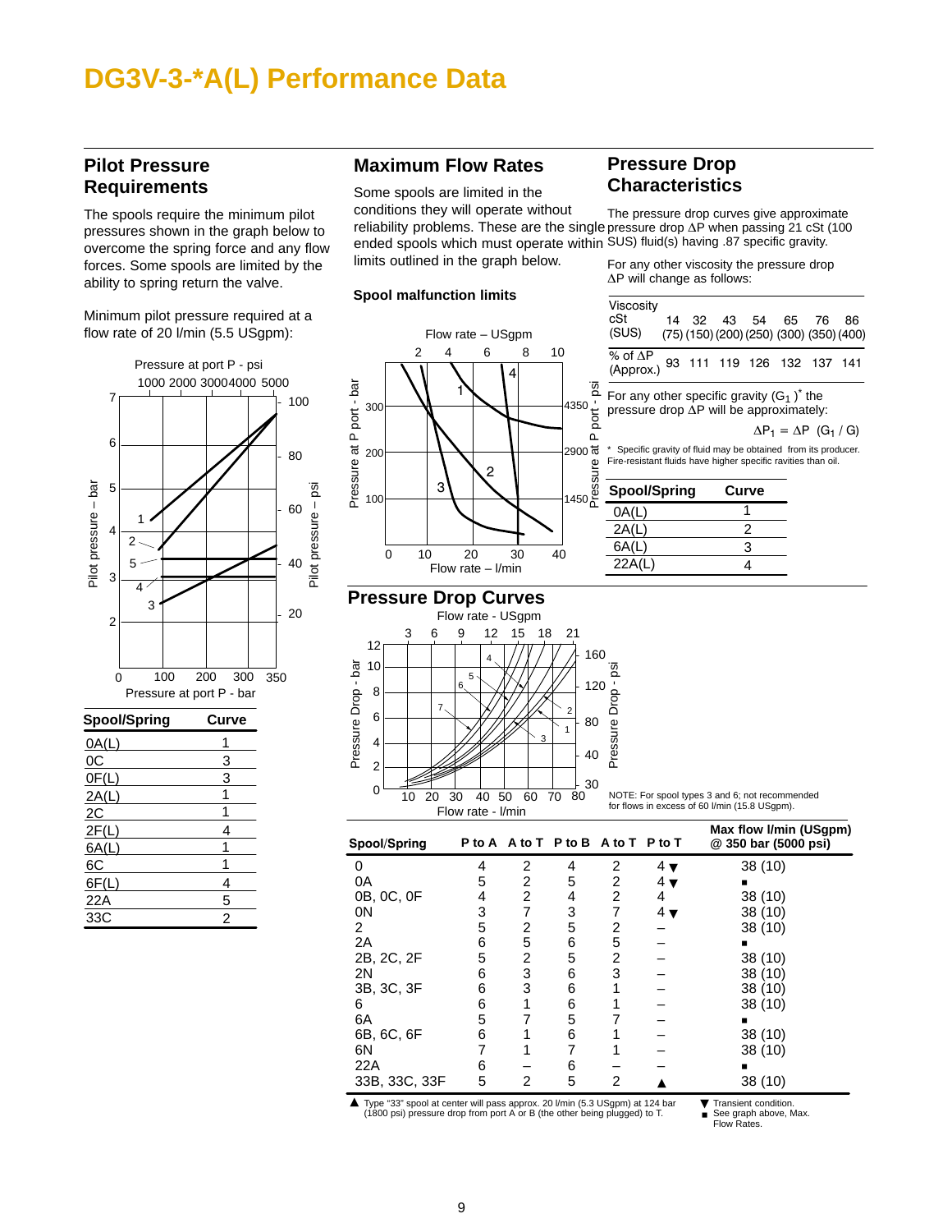# DG3V-3-*A(L) Performance Data

## Pilot Pressure Requirements

The spools require the minimum pilot pressures shown in the graph below to overcome the spring force and any flow forces. Some spools are limited by the ability to spring return the valve.

Minimum pilot pressure required at a flow rate of 20 l/min (5.5 USgpm):

| Spool/Spring | Curve |
|---|---|
| 0A(L) | 1 |
| 0C | 3 |
| 0F(L) | 3 |
| 2A(L) | 1 |
| 2C | 1 |
| 2F(L) | 4 |
| 6A(L) | 1 |
| 6C | 1 |
| 6F(L) | 4 |
| 22A | 5 |
| 33C | 2 |

## Maximum Flow Rates

Some spools are limited in the conditions they will operate without reliability problems. These are the single ended spools which must operate within limits outlined in the graph below.

**Spool malfunction limits**

## Pressure Drop Characteristics

The pressure drop curves give approximate pressure drop ΔP when passing 21 cSt (100 SUS) fluid(s) having .87 specific gravity.

For any other viscosity the pressure drop ΔP will change as follows:

| Viscosity cSt (SUS) | 14 (75) | 32 (150) | 43 (200) | 54 (250) | 65 (300) | 76 (350) | 86 (400) |
|---|---|---|---|---|---|---|---|
| % of ΔP (Approx.) | 93 | 111 | 119 | 126 | 132 | 137 | 141 |

For any other specific gravity ($G_1$)* the pressure drop ΔP will be approximately:

$$\Delta P_1 = \Delta P \ (G_1 / G)$$

\* Specific gravity of fluid may be obtained from its producer. Fire-resistant fluids have higher specific ravities than oil.

| Spool/Spring | Curve |
|---|---|
| 0A(L) | 1 |
| 2A(L) | 2 |
| 6A(L) | 3 |
| 22A(L) | 4 |

## Pressure Drop Curves

NOTE: For spool types 3 and 6; not recommended for flows in excess of 60 l/min (15.8 USgpm).

| Spool/Spring | P to A | A to T | P to B | A to T | P to T | Max flow l/min (USgpm) @ 350 bar (5000 psi) |
|---|---|---|---|---|---|---|
| 0 | 4 | 2 | 4 | 2 | 4 ▼ | 38 (10) |
| 0A | 5 | 2 | 5 | 2 | 4 ▼ | ■ |
| 0B, 0C, 0F | 4 | 2 | 4 | 2 | 4 | 38 (10) |
| 0N | 3 | 7 | 3 | 7 | 4 ▼ | 38 (10) |
| 2 | 5 | 2 | 5 | 2 | – | 38 (10) |
| 2A | 6 | 5 | 6 | 5 | – | ■ |
| 2B, 2C, 2F | 5 | 2 | 5 | 2 | – | 38 (10) |
| 2N | 6 | 3 | 6 | 3 | – | 38 (10) |
| 3B, 3C, 3F | 6 | 3 | 6 | 1 | – | 38 (10) |
| 6 | 6 | 1 | 6 | 1 | – | 38 (10) |
| 6A | 5 | 7 | 5 | 7 | – | ■ |
| 6B, 6C, 6F | 6 | 1 | 6 | 1 | – | 38 (10) |
| 6N | 7 | 1 | 7 | 1 | – | 38 (10) |
| 22A | 6 | – | 6 | – | – | ■ |
| 33B, 33C, 33F | 5 | 2 | 5 | 2 | ▲ | 38 (10) |

▲ Type "33" spool at center will pass approx. 20 l/min (5.3 USgpm) at 124 bar (1800 psi) pressure drop from port A or B (the other being plugged) to T.

▼ Transient condition.

■ See graph above, Max. Flow Rates.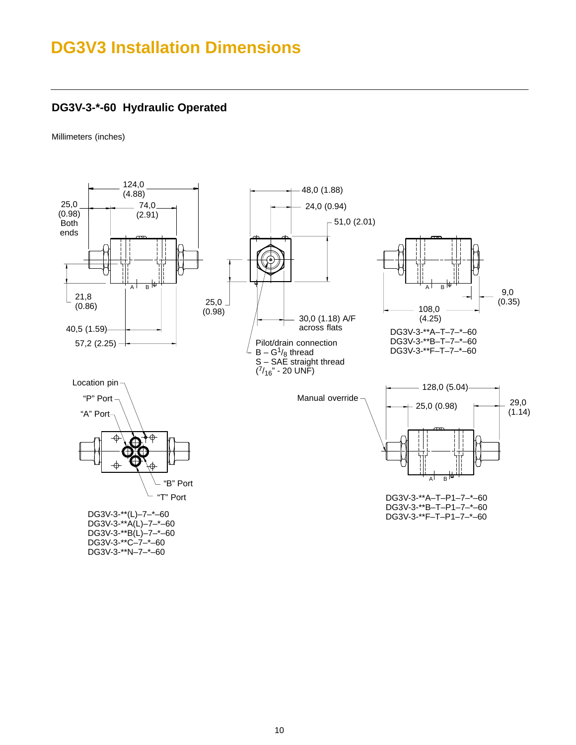# DG3V3 Installation Dimensions

## DG3V-3-*-60 Hydraulic Operated

Millimeters (inches)

124,0 (4.88)

25,0 (0.98) Both ends

74,0 (2.91)

21,8 (0.86)

40,5 (1.59)

57,2 (2.25)

48,0 (1.88)

24,0 (0.94)

51,0 (2.01)

25,0 (0.98)

30,0 (1.18) A/F across flats

Pilot/drain connection
B – G$1/8$ thread
S – SAE straight thread
($7/16$" - 20 UNF)

9,0 (0.35)

108,0 (4.25)

DG3V-3-**A–T–7–*–60
DG3V-3-**B–T–7–*–60
DG3V-3-**F–T–7–*–60

Location pin

"P" Port

"A" Port

"B" Port

"T" Port

DG3V-3-**(L)–7–*–60
DG3V-3-**A(L)–7–*–60
DG3V-3-**B(L)–7–*–60
DG3V-3-**C–7–*–60
DG3V-3-**N–7–*–60

Manual override

128,0 (5.04)

25,0 (0.98)

29,0 (1.14)

DG3V-3-**A–T–P1–7–*–60
DG3V-3-**B–T–P1–7–*–60
DG3V-3-**F–T–P1–7–*–60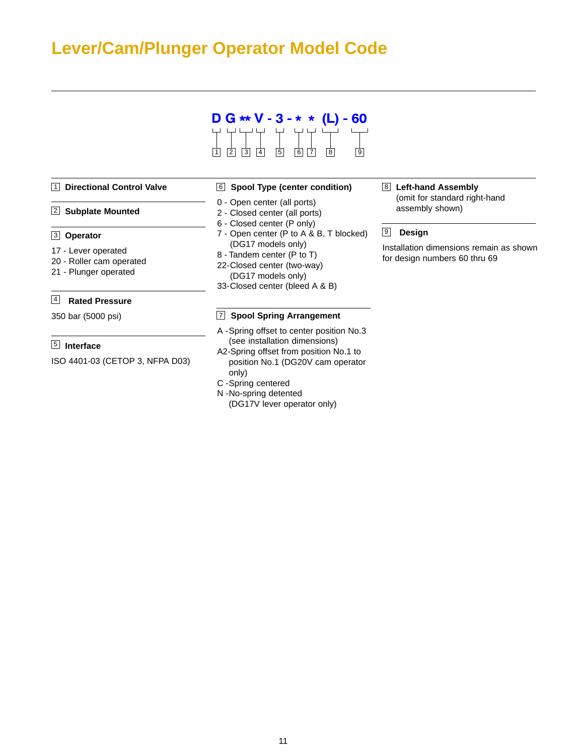# Lever/Cam/Plunger Operator Model Code

**D G ** V - 3 - * * (L) - 60**

1 2 3 4 5 6 7 8 9

**1 Directional Control Valve**

**2 Subplate Mounted**

**3 Operator**

17 - Lever operated
20 - Roller cam operated
21 - Plunger operated

**4 Rated Pressure**

350 bar (5000 psi)

**5 Interface**

ISO 4401-03 (CETOP 3, NFPA D03)

**6 Spool Type (center condition)**

0 - Open center (all ports)
2 - Closed center (all ports)
6 - Closed center (P only)
7 - Open center (P to A & B, T blocked) (DG17 models only)
8 - Tandem center (P to T)
22 - Closed center (two-way) (DG17 models only)
33 - Closed center (bleed A & B)

**7 Spool Spring Arrangement**

A - Spring offset to center position No.3 (see installation dimensions)
A2 - Spring offset from position No.1 to position No.1 (DG20V cam operator only)
C - Spring centered
N - No-spring detented (DG17V lever operator only)

**8 Left-hand Assembly**
(omit for standard right-hand assembly shown)

**9 Design**

Installation dimensions remain as shown for design numbers 60 thru 69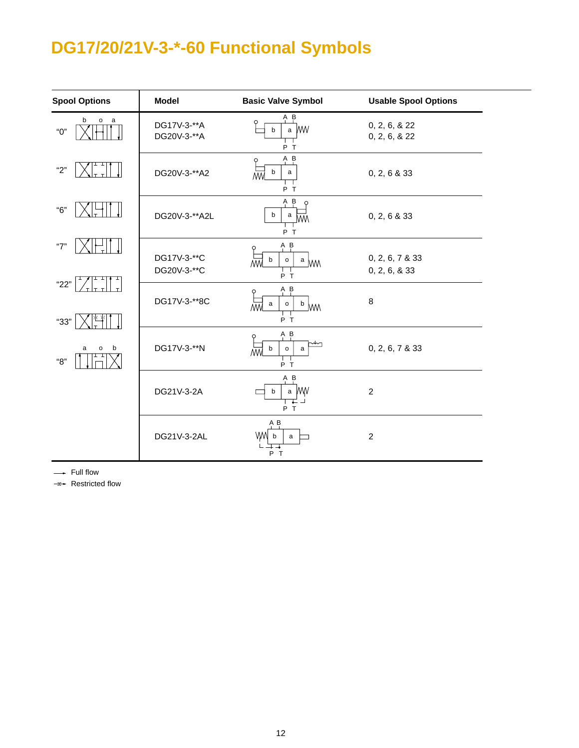# DG17/20/21V-3-*-60 Functional Symbols

| Spool Options | Model | Basic Valve Symbol | Usable Spool Options |
|---|---|---|---|
| "0" (b o a) | DG17V-3-**A<br>DG20V-3-**A | | 0, 2, 6, & 22<br>0, 2, 6, & 22 |
| "2" | DG20V-3-**A2 | | 0, 2, 6 & 33 |
| "6" | DG20V-3-**A2L | | 0, 2, 6 & 33 |
| "7"<br>"22" | DG17V-3-**C<br>DG20V-3-**C | | 0, 2, 6, 7 & 33<br>0, 2, 6, & 33 |
| "33" | DG17V-3-**8C | | 8 |
| "8" (a o b) | DG17V-3-**N | | 0, 2, 6, 7 & 33 |
| | DG21V-3-2A | | 2 |
| | DG21V-3-2AL | | 2 |

→ Full flow

⇸ Restricted flow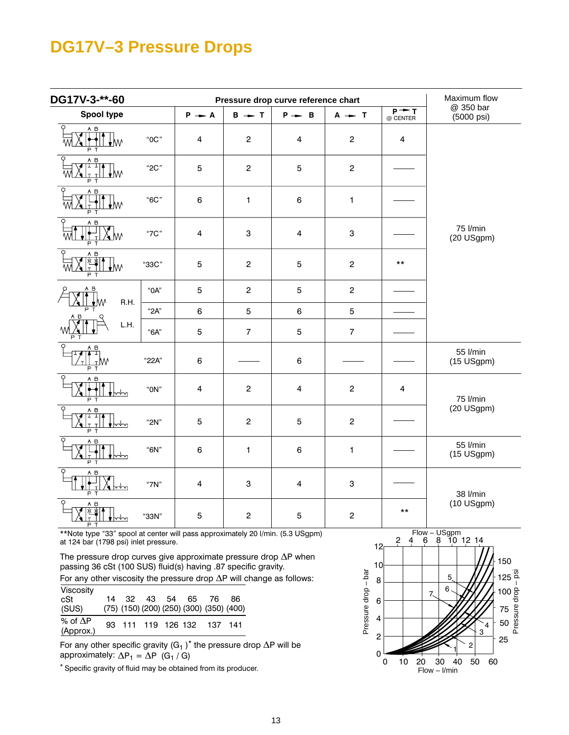# DG17V–3 Pressure Drops

**DG17V-3-\*\*-60** — Pressure drop curve reference chart

| Spool type | | P → A | B → T | P → B | A → T | P → T @ CENTER | Maximum flow @ 350 bar (5000 psi) |
|---|---|---|---|---|---|---|---|
| | "0C" | 4 | 2 | 4 | 2 | 4 | 75 l/min (20 USgpm) |
| | "2C" | 5 | 2 | 5 | 2 | —— | |
| | "6C" | 6 | 1 | 6 | 1 | —— | |
| | "7C" | 4 | 3 | 4 | 3 | —— | |
| | "33C" | 5 | 2 | 5 | 2 | ** | |
| R.H. / L.H. | "0A" | 5 | 2 | 5 | 2 | —— | |
| | "2A" | 6 | 5 | 6 | 5 | —— | |
| | "6A" | 5 | 7 | 5 | 7 | —— | |
| | "22A" | 6 | —— | 6 | —— | —— | 55 l/min (15 USgpm) |
| | "0N" | 4 | 2 | 4 | 2 | 4 | 75 l/min (20 USgpm) |
| | "2N" | 5 | 2 | 5 | 2 | —— | |
| | "6N" | 6 | 1 | 6 | 1 | —— | 55 l/min (15 USgpm) |
| | "7N" | 4 | 3 | 4 | 3 | —— | 38 l/min (10 USgpm) |
| | "33N" | 5 | 2 | 5 | 2 | ** | |

**Note type "33" spool at center will pass approximately 20 l/min. (5.3 USgpm) at 124 bar (1798 psi) inlet pressure.

The pressure drop curves give approximate pressure drop ΔP when passing 36 cSt (100 SUS) fluid(s) having .87 specific gravity.

For any other viscosity the pressure drop ΔP will change as follows:

| Viscosity cSt (SUS) | 14 (75) | 32 (150) | 43 (200) | 54 (250) | 65 (300) | 76 (350) | 86 (400) |
|---|---|---|---|---|---|---|---|
| % of ΔP (Approx.) | 93 | 111 | 119 | 126 | 132 | 137 | 141 |

For any other specific gravity ($G_1$)* the pressure drop ΔP will be approximately: $\Delta P_1 = \Delta P \ (G_1 / G)$

\* Specific gravity of fluid may be obtained from its producer.

Graph: Pressure drop – bar (0–12) / Pressure drop – psi (25–150) vs. Flow – l/min (0–60) / Flow – USgpm (2–14); curves 1–7.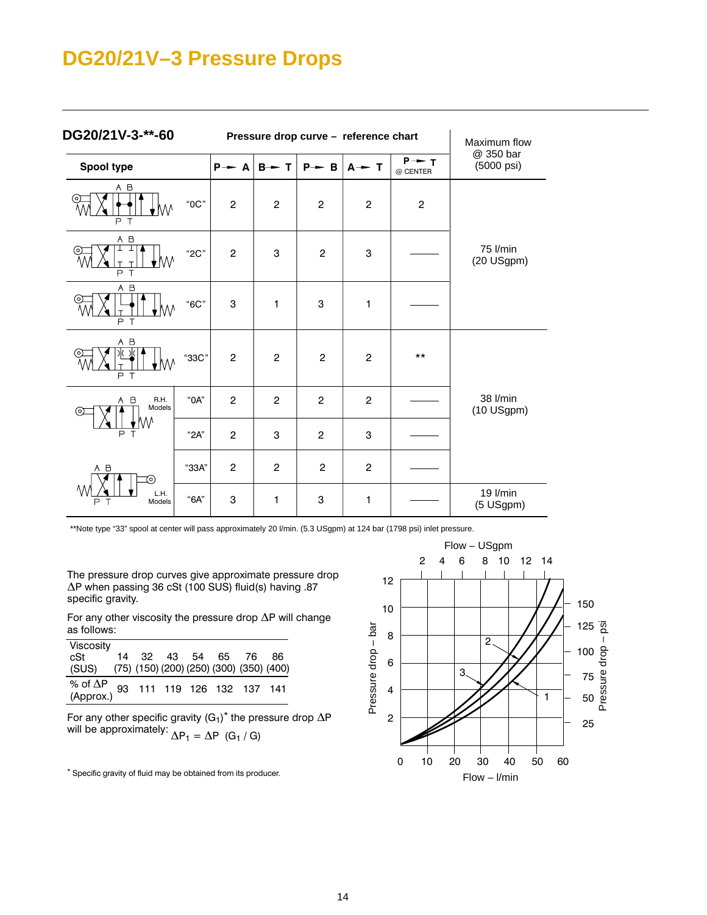# DG20/21V–3 Pressure Drops

**DG20/21V-3-**-60** — Pressure drop curve – reference chart

| Spool type | | P → A | B → T | P → B | A → T | P → T @ CENTER | Maximum flow @ 350 bar (5000 psi) |
|---|---|---|---|---|---|---|---|
| | "0C" | 2 | 2 | 2 | 2 | 2 | |
| | "2C" | 2 | 3 | 2 | 3 | —— | 75 l/min (20 USgpm) |
| | "6C" | 3 | 1 | 3 | 1 | —— | |
| | "33C" | 2 | 2 | 2 | 2 | ** | |
| R.H. Models | "0A" | 2 | 2 | 2 | 2 | —— | 38 l/min (10 USgpm) |
| | "2A" | 2 | 3 | 2 | 3 | —— | |
| L.H. Models | "33A" | 2 | 2 | 2 | 2 | —— | |
| | "6A" | 3 | 1 | 3 | 1 | —— | 19 l/min (5 USgpm) |

**Note type "33" spool at center will pass approximately 20 l/min. (5.3 USgpm) at 124 bar (1798 psi) inlet pressure.

The pressure drop curves give approximate pressure drop ΔP when passing 36 cSt (100 SUS) fluid(s) having .87 specific gravity.

For any other viscosity the pressure drop ΔP will change as follows:

| Viscosity cSt (SUS) | 14 (75) | 32 (150) | 43 (200) | 54 (250) | 65 (300) | 76 (350) | 86 (400) |
|---|---|---|---|---|---|---|---|
| % of ΔP (Approx.) | 93 | 111 | 119 | 126 | 132 | 137 | 141 |

For any other specific gravity ($G_1$)* the pressure drop ΔP will be approximately: $\Delta P_1 = \Delta P \ (G_1 / G)$

* Specific gravity of fluid may be obtained from its producer.

Chart: Pressure drop – bar (0–12) / Pressure drop – psi (25–150) vs. Flow – l/min (0–60) / Flow – USgpm (2–14); curves 1, 2, 3.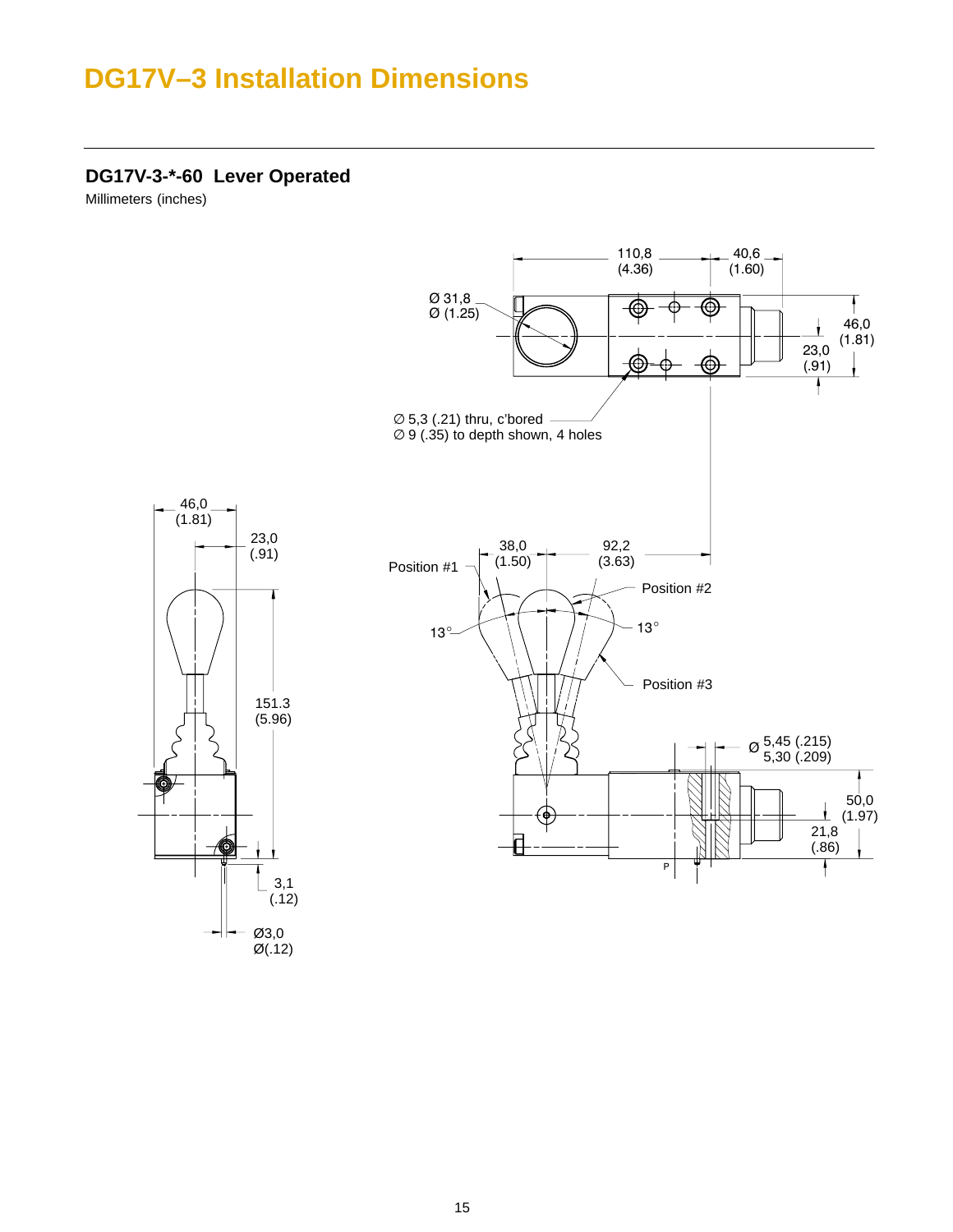# DG17V–3 Installation Dimensions

## DG17V-3-*-60 Lever Operated

Millimeters (inches)

110,8 (4.36)

40,6 (1.60)

Ø 31,8 Ø (1.25)

46,0 (1.81)

23,0 (.91)

∅ 5,3 (.21) thru, c'bored
∅ 9 (.35) to depth shown, 4 holes

46,0 (1.81)

23,0 (.91)

151.3 (5.96)

3,1 (.12)

Ø3,0 Ø(.12)

Position #1

38,0 (1.50)

92,2 (3.63)

Position #2

13°

13°

Position #3

Ø 5,45 (.215) 5,30 (.209)

50,0 (1.97)

21,8 (.86)

P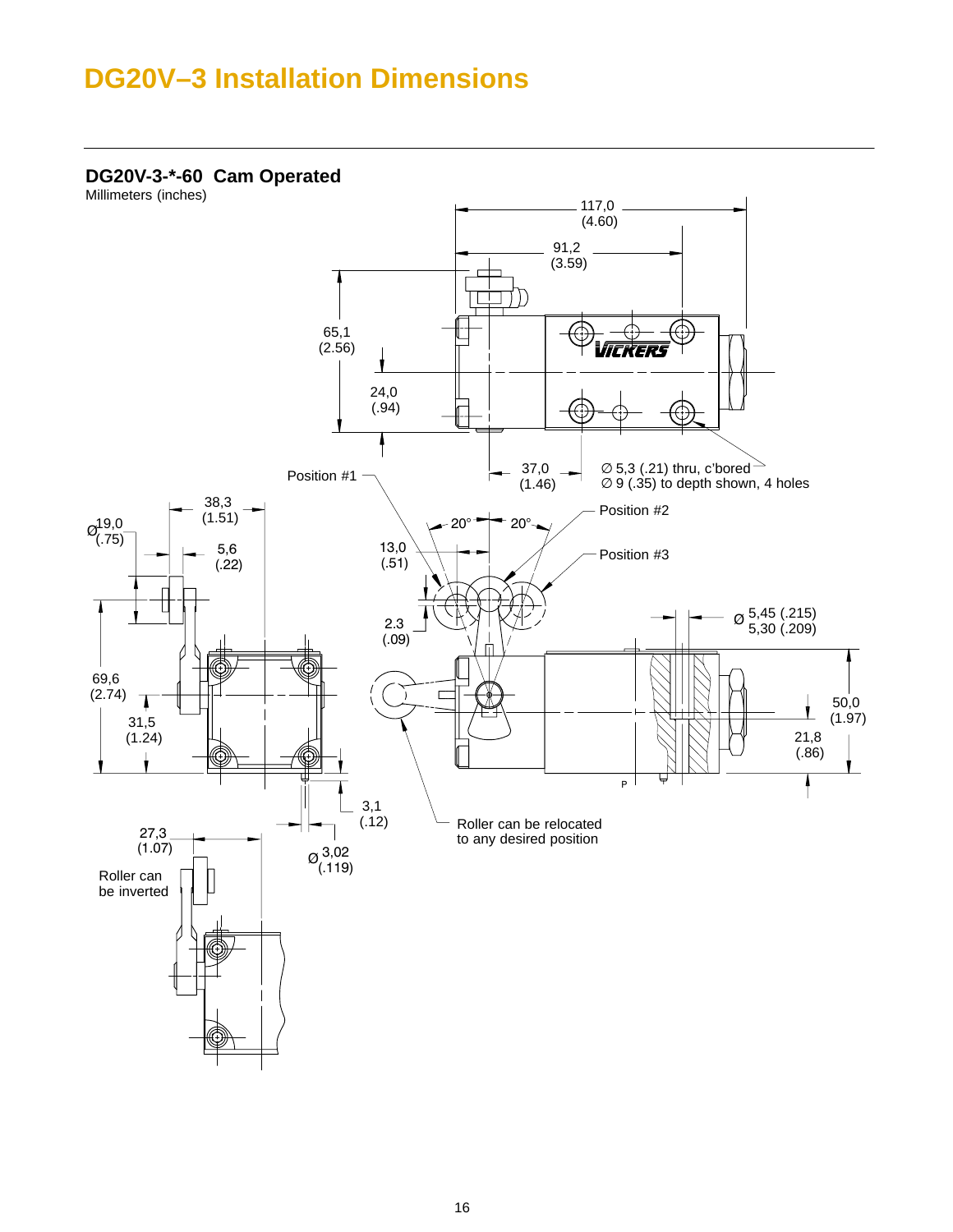# DG20V–3 Installation Dimensions

## DG20V-3-*-60 Cam Operated

Millimeters (inches)

117,0 (4.60)

91,2 (3.59)

65,1 (2.56)

24,0 (.94)

37,0 (1.46)

∅ 5,3 (.21) thru, c'bored
∅ 9 (.35) to depth shown, 4 holes

Position #1

Position #2

Position #3

20°

20°

38,3 (1.51)

∅ 19,0 (.75)

5,6 (.22)

13,0 (.51)

2.3 (.09)

∅ 5,45 (.215)
5,30 (.209)

69,6 (2.74)

31,5 (1.24)

50,0 (1.97)

21,8 (.86)

3,1 (.12)

∅ 3,02 (.119)

27,3 (1.07)

Roller can be inverted

Roller can be relocated to any desired position

P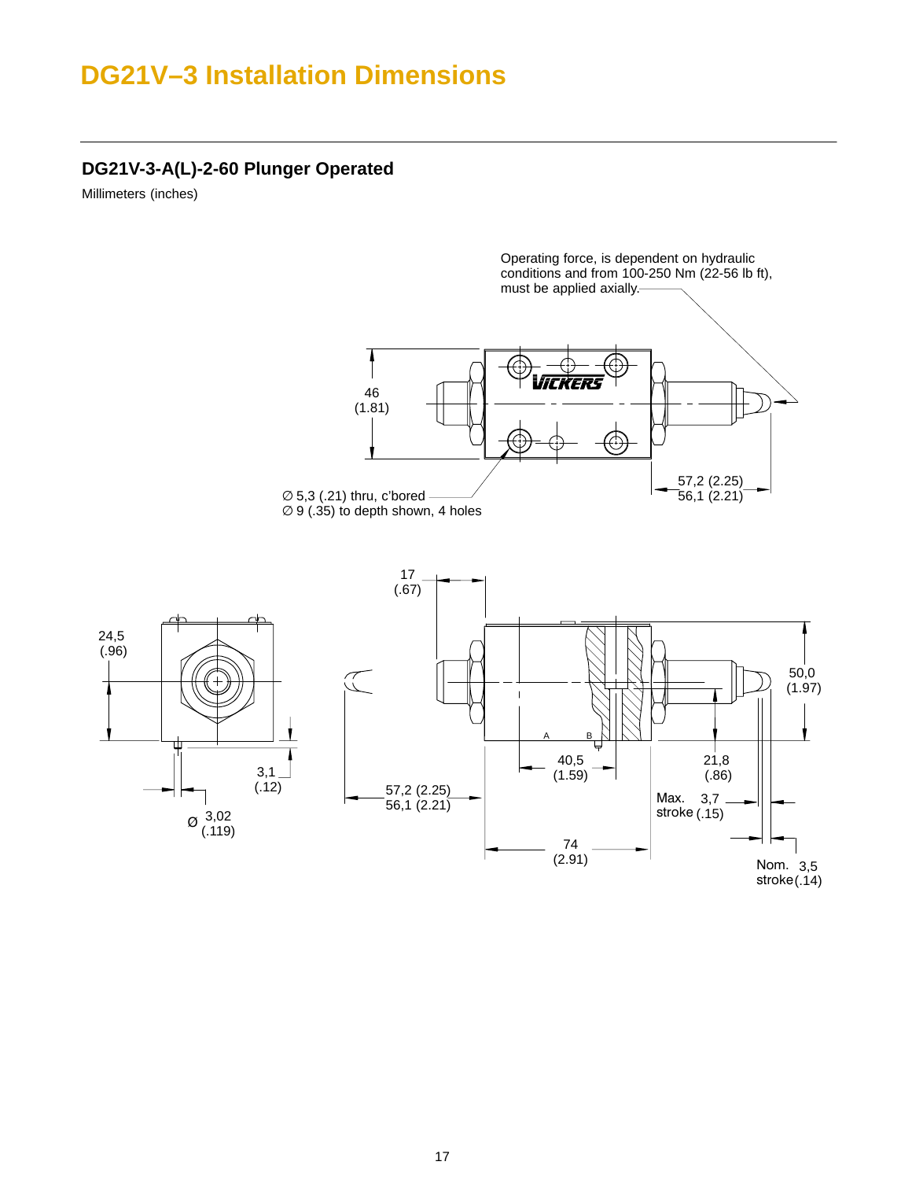# DG21V–3 Installation Dimensions

## DG21V-3-A(L)-2-60 Plunger Operated

Millimeters (inches)

Operating force, is dependent on hydraulic conditions and from 100-250 Nm (22-56 lb ft), must be applied axially.

46 (1.81)

57,2 (2.25)
56,1 (2.21)

∅ 5,3 (.21) thru, c'bored
∅ 9 (.35) to depth shown, 4 holes

17 (.67)

24,5 (.96)

3,1 (.12)

Ø 3,02 (.119)

57,2 (2.25)
56,1 (2.21)

A B

40,5 (1.59)

21,8 (.86)

50,0 (1.97)

Max. stroke 3,7 (.15)

74 (2.91)

Nom. stroke 3,5 (.14)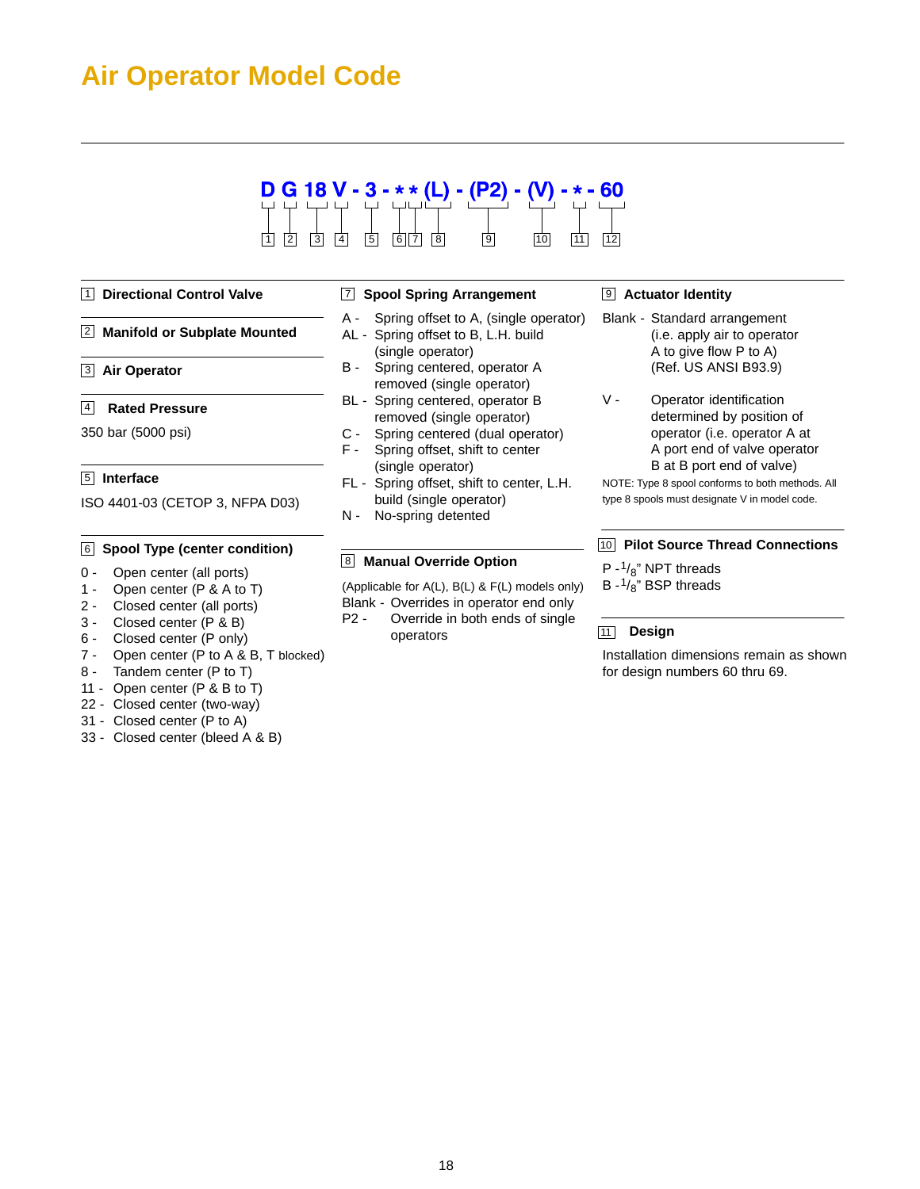# Air Operator Model Code

**D G 18 V - 3 - * * (L) - (P2) - (V) - * - 60**

1 2 3 4 5 6 7 8 9 10 11 12

### 1 Directional Control Valve

### 2 Manifold or Subplate Mounted

### 3 Air Operator

### 4 Rated Pressure

350 bar (5000 psi)

### 5 Interface

ISO 4401-03 (CETOP 3, NFPA D03)

### 6 Spool Type (center condition)

- 0 - Open center (all ports)
- 1 - Open center (P & A to T)
- 2 - Closed center (all ports)
- 3 - Closed center (P & B)
- 6 - Closed center (P only)
- 7 - Open center (P to A & B, T blocked)
- 8 - Tandem center (P to T)
- 11 - Open center (P & B to T)
- 22 - Closed center (two-way)
- 31 - Closed center (P to A)
- 33 - Closed center (bleed A & B)

### 7 Spool Spring Arrangement

- A - Spring offset to A, (single operator)
- AL - Spring offset to B, L.H. build (single operator)
- B - Spring centered, operator A removed (single operator)
- BL - Spring centered, operator B removed (single operator)
- C - Spring centered (dual operator)
- F - Spring offset, shift to center (single operator)
- FL - Spring offset, shift to center, L.H. build (single operator)
- N - No-spring detented

### 8 Manual Override Option

(Applicable for A(L), B(L) & F(L) models only)

- Blank - Overrides in operator end only
- P2 - Override in both ends of single operators

### 9 Actuator Identity

- Blank - Standard arrangement (i.e. apply air to operator A to give flow P to A) (Ref. US ANSI B93.9)
- V - Operator identification determined by position of operator (i.e. operator A at A port end of valve operator B at B port end of valve)

NOTE: Type 8 spool conforms to both methods. All type 8 spools must designate V in model code.

### 10 Pilot Source Thread Connections

- P - $^{1}/_{8}$" NPT threads
- B - $^{1}/_{8}$" BSP threads

### 11 Design

Installation dimensions remain as shown for design numbers 60 thru 69.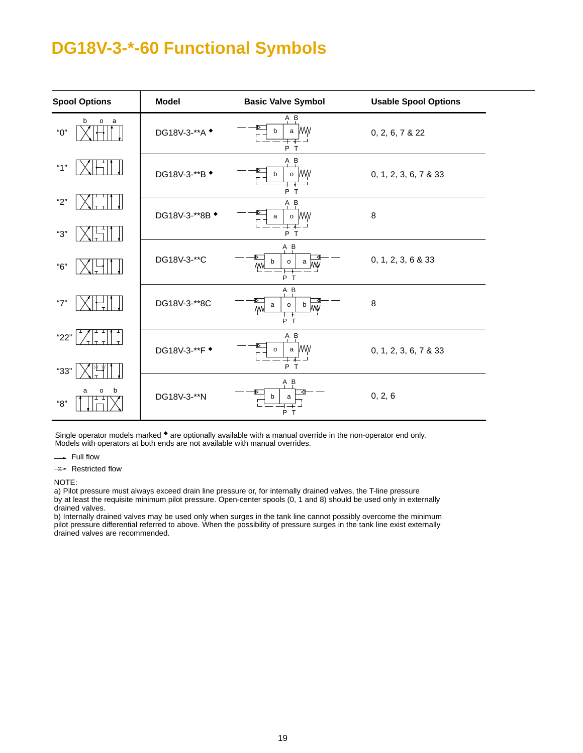# DG18V-3-*-60 Functional Symbols

| Spool Options | Model | Basic Valve Symbol | Usable Spool Options |
|---|---|---|---|
| "0" | DG18V-3-**A ◆ | b a | 0, 2, 6, 7 & 22 |
| "1" | DG18V-3-**B ◆ | b o | 0, 1, 2, 3, 6, 7 & 33 |
| "2", "3" | DG18V-3-**8B ◆ | a o | 8 |
| "6" | DG18V-3-**C | b o a | 0, 1, 2, 3, 6 & 33 |
| "7" | DG18V-3-**8C | a o b | 8 |
| "22", "33" | DG18V-3-**F ◆ | o a | 0, 1, 2, 3, 6, 7 & 33 |
| "8" | DG18V-3-**N | b a | 0, 2, 6 |

Single operator models marked ◆ are optionally available with a manual override in the non-operator end only. Models with operators at both ends are not available with manual overrides.

Full flow

Restricted flow

NOTE:
a) Pilot pressure must always exceed drain line pressure or, for internally drained valves, the T-line pressure by at least the requisite minimum pilot pressure. Open-center spools (0, 1 and 8) should be used only in externally drained valves.
b) Internally drained valves may be used only when surges in the tank line cannot possibly overcome the minimum pilot pressure differential referred to above. When the possibility of pressure surges in the tank line exist externally drained valves are recommended.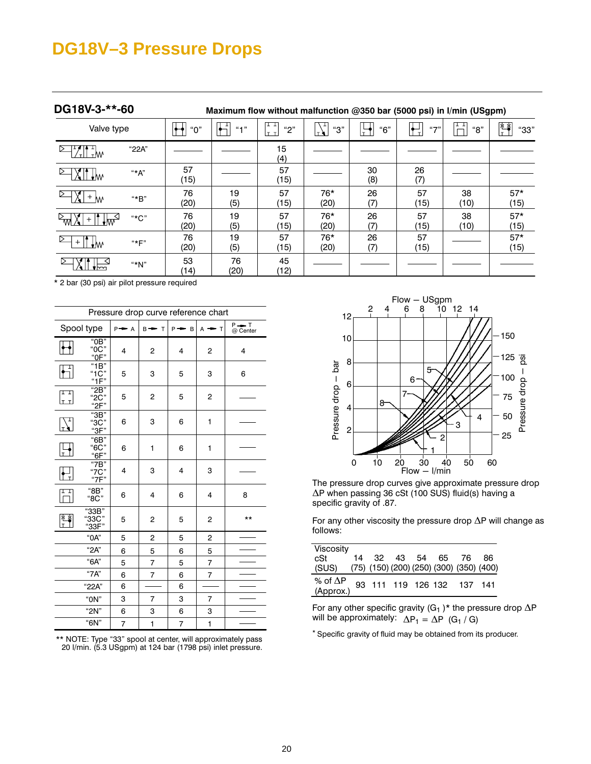# DG18V–3 Pressure Drops

## DG18V-3-**-60

**Maximum flow without malfunction @350 bar (5000 psi) in l/min (USgpm)**

| Valve type | "0" | "1" | "2" | "3" | "6" | "7" | "8" | "33" |
|---|---|---|---|---|---|---|---|---|
| "22A" | ——— | ——— | 15 (4) | ——— | ——— | ——— | ——— | ——— |
| "*A" | 57 (15) | ——— | 57 (15) | ——— | 30 (8) | 26 (7) | ——— | ——— |
| "*B" | 76 (20) | 19 (5) | 57 (15) | 76* (20) | 26 (7) | 57 (15) | 38 (10) | 57* (15) |
| "*C" | 76 (20) | 19 (5) | 57 (15) | 76* (20) | 26 (7) | 57 (15) | 38 (10) | 57* (15) |
| "*F" | 76 (20) | 19 (5) | 57 (15) | 76* (20) | 26 (7) | 57 (15) | ——— | 57* (15) |
| "*N" | 53 (14) | 76 (20) | 45 (12) | ——— | ——— | ——— | ——— | ——— |

* 2 bar (30 psi) air pilot pressure required

| Pressure drop curve reference chart | | | | | |
|---|---|---|---|---|---|
| Spool type | P→A | B→T | P→B | A→T | P→T @ Center |
| "0B" "0C" "0F" | 4 | 2 | 4 | 2 | 4 |
| "1B" "1C" "1F" | 5 | 3 | 5 | 3 | 6 |
| "2B" "2C" "2F" | 5 | 2 | 5 | 2 | —— |
| "3B" "3C" "3F" | 6 | 3 | 6 | 1 | —— |
| "6B" "6C" "6F" | 6 | 1 | 6 | 1 | —— |
| "7B" "7C" "7F" | 4 | 3 | 4 | 3 | —— |
| "8B" "8C" | 6 | 4 | 6 | 4 | 8 |
| "33B" "33C" "33F" | 5 | 2 | 5 | 2 | ** |
| "0A" | 5 | 2 | 5 | 2 | —— |
| "2A" | 6 | 5 | 6 | 5 | —— |
| "6A" | 5 | 7 | 5 | 7 | —— |
| "7A" | 6 | 7 | 6 | 7 | —— |
| "22A" | 6 | —— | 6 | —— | —— |
| "0N" | 3 | 7 | 3 | 7 | —— |
| "2N" | 6 | 3 | 6 | 3 | —— |
| "6N" | 7 | 1 | 7 | 1 | —— |

** NOTE: Type "33" spool at center, will approximately pass 20 l/min. (5.3 USgpm) at 124 bar (1798 psi) inlet pressure.

The pressure drop curves give approximate pressure drop ΔP when passing 36 cSt (100 SUS) fluid(s) having a specific gravity of .87.

For any other viscosity the pressure drop ΔP will change as follows:

| Viscosity cSt (SUS) | 14 (75) | 32 (150) | 43 (200) | 54 (250) | 65 (300) | 76 (350) | 86 (400) |
|---|---|---|---|---|---|---|---|
| % of ΔP (Approx.) | 93 | 111 | 119 | 126 | 132 | 137 | 141 |

For any other specific gravity ($G_1$)* the pressure drop ΔP will be approximately: $\Delta P_1 = \Delta P \ (G_1 / G)$

* Specific gravity of fluid may be obtained from its producer.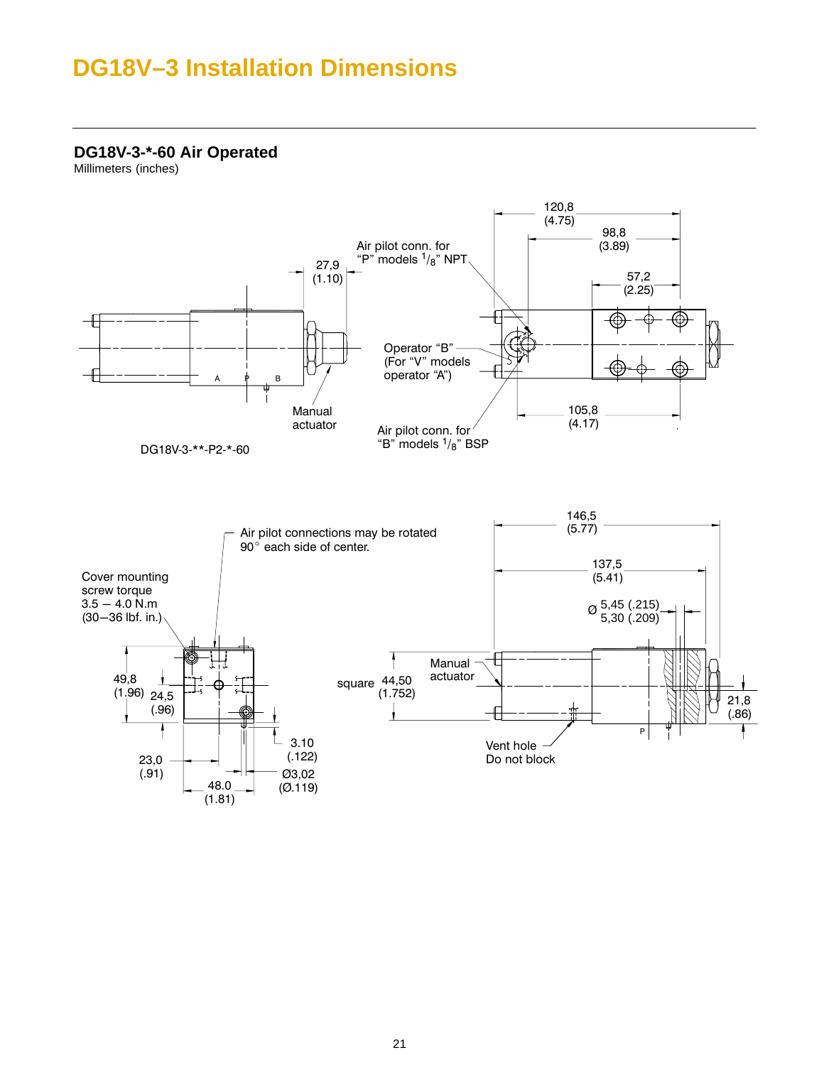# DG18V–3 Installation Dimensions

## DG18V-3-*-60 Air Operated

Millimeters (inches)

120,8
(4.75)

98,8
(3.89)

57,2
(2.25)

27,9
(1.10)

Air pilot conn. for "P" models 1/8" NPT

Operator "B" (For "V" models operator "A")

Manual actuator

Air pilot conn. for "B" models 1/8" BSP

105,8
(4.17)

DG18V-3-**-P2-*-60

Air pilot connections may be rotated 90° each side of center.

Cover mounting screw torque 3.5 – 4.0 N.m (30–36 lbf. in.)

49,8
(1.96)

24,5
(.96)

23,0
(.91)

48.0
(1.81)

3.10
(.122)

Ø3,02
(Ø.119)

146,5
(5.77)

137,5
(5.41)

Ø 5,45 (.215)
5,30 (.209)

Manual actuator

square 44,50
(1.752)

21,8
(.86)

Vent hole
Do not block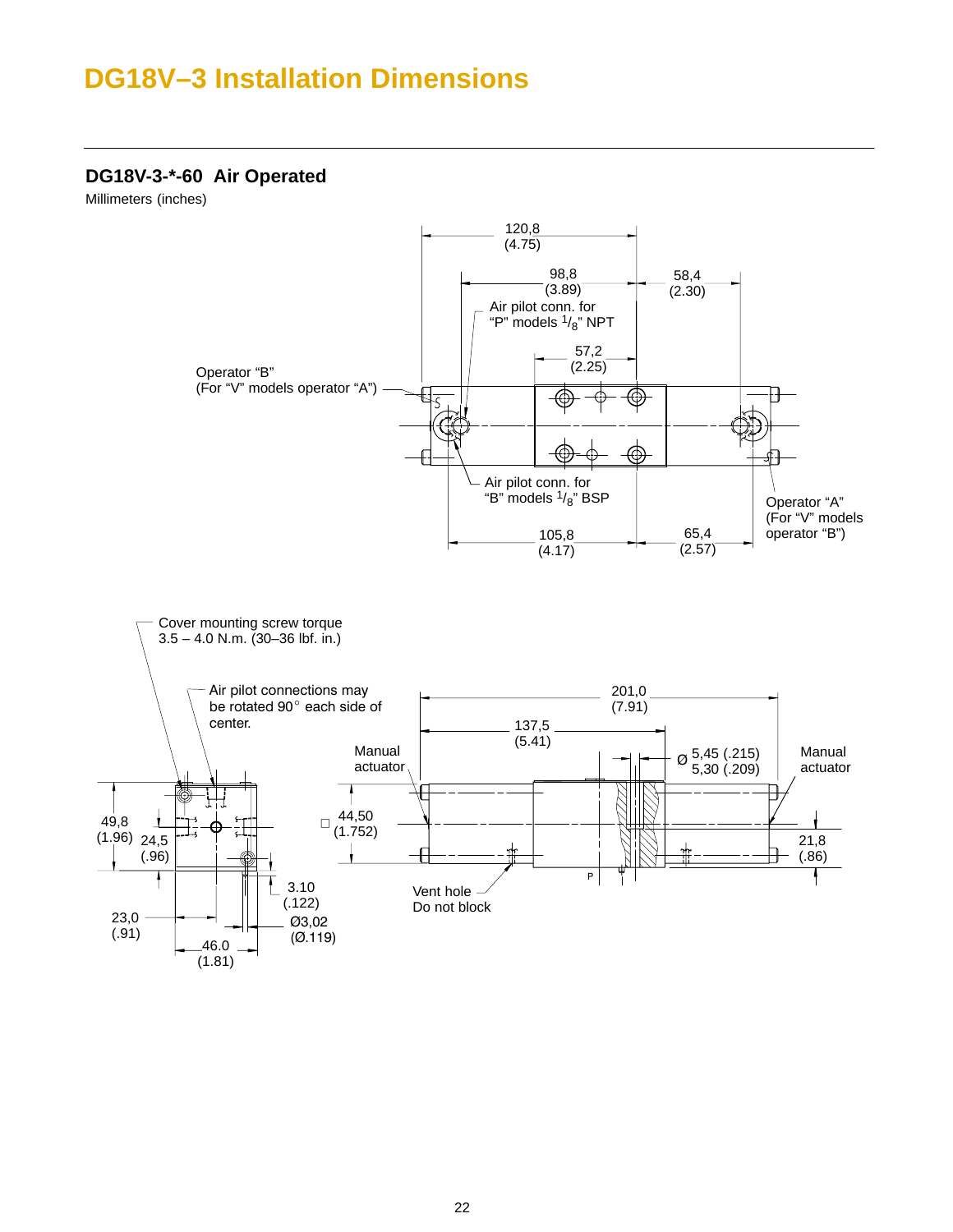# DG18V–3 Installation Dimensions

## DG18V-3-*-60 Air Operated

Millimeters (inches)

120,8 (4.75)

98,8 (3.89)

58,4 (2.30)

Air pilot conn. for "P" models $^1/_8$" NPT

57,2 (2.25)

Operator "B" (For "V" models operator "A")

Air pilot conn. for "B" models $^1/_8$" BSP

Operator "A" (For "V" models operator "B")

105,8 (4.17)

65,4 (2.57)

Cover mounting screw torque 3.5 – 4.0 N.m. (30–36 lbf. in.)

Air pilot connections may be rotated 90° each side of center.

Manual actuator

201,0 (7.91)

137,5 (5.41)

Ø 5,45 (.215) 5,30 (.209)

Manual actuator

49,8 (1.96)

24,5 (.96)

□ 44,50 (1.752)

21,8 (.86)

3.10 (.122)

Ø3,02 (Ø.119)

23,0 (.91)

46.0 (1.81)

Vent hole Do not block

P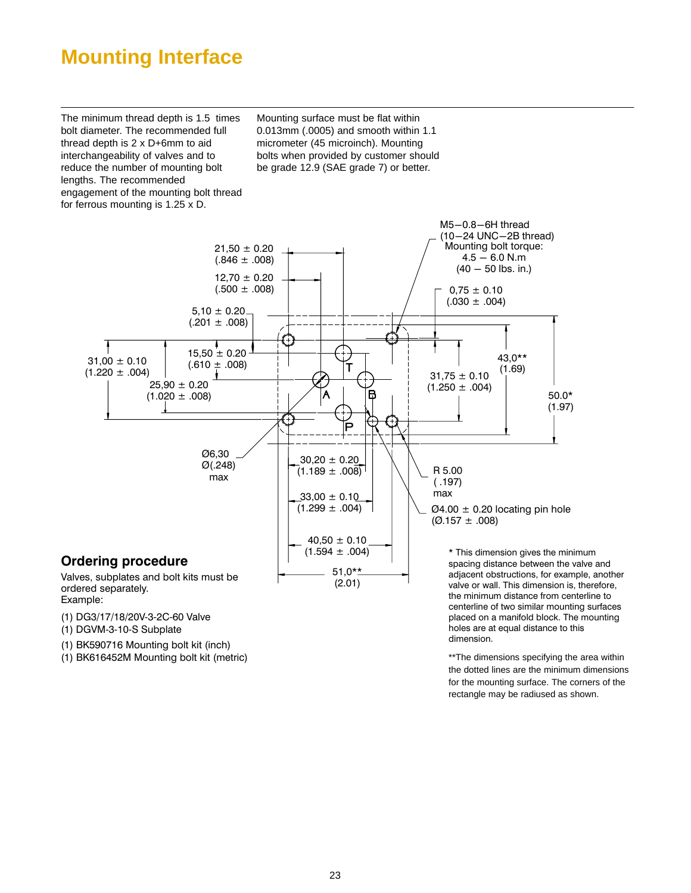# Mounting Interface

The minimum thread depth is 1.5 times bolt diameter. The recommended full thread depth is 2 x D+6mm to aid interchangeability of valves and to reduce the number of mounting bolt lengths. The recommended engagement of the mounting bolt thread for ferrous mounting is 1.25 x D.

Mounting surface must be flat within 0.013mm (.0005) and smooth within 1.1 micrometer (45 microinch). Mounting bolts when provided by customer should be grade 12.9 (SAE grade 7) or better.

M5−0.8−6H thread
(10−24 UNC−2B thread)
Mounting bolt torque:
4.5 − 6.0 N.m
(40 − 50 lbs. in.)

21,50 ± 0.20 (.846 ± .008)
12,70 ± 0.20 (.500 ± .008)
5,10 ± 0.20 (.201 ± .008)
0,75 ± 0.10 (.030 ± .004)
31,00 ± 0.10 (1.220 ± .004)
15,50 ± 0.20 (.610 ± .008)
25,90 ± 0.20 (1.020 ± .008)
31,75 ± 0.10 (1.250 ± .004)
43,0** (1.69)
50.0* (1.97)
Ø6,30 Ø(.248) max
30,20 ± 0.20 (1.189 ± .008)
33,00 ± 0.10 (1.299 ± .004)
40,50 ± 0.10 (1.594 ± .004)
51,0** (2.01)
R 5.00 ( .197) max
Ø4.00 ± 0.20 locating pin hole (Ø.157 ± .008)

T A B P

* This dimension gives the minimum spacing distance between the valve and adjacent obstructions, for example, another valve or wall. This dimension is, therefore, the minimum distance from centerline to centerline of two similar mounting surfaces placed on a manifold block. The mounting holes are at equal distance to this dimension.

**The dimensions specifying the area within the dotted lines are the minimum dimensions for the mounting surface. The corners of the rectangle may be radiused as shown.

## Ordering procedure

Valves, subplates and bolt kits must be ordered separately.
Example:

(1) DG3/17/18/20V-3-2C-60 Valve
(1) DGVM-3-10-S Subplate

(1) BK590716 Mounting bolt kit (inch)
(1) BK616452M Mounting bolt kit (metric)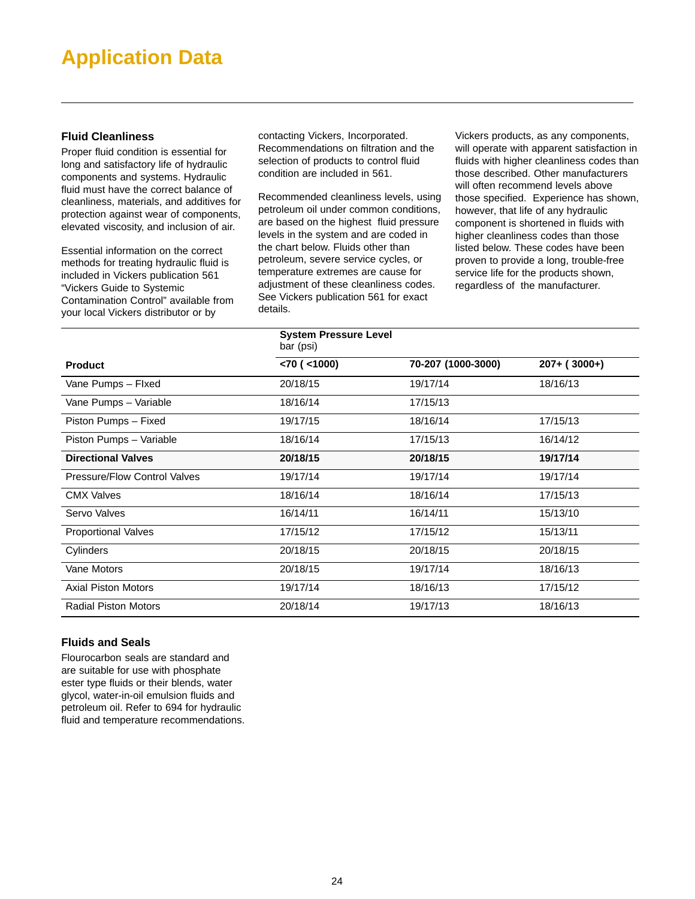# Application Data

## Fluid Cleanliness

Proper fluid condition is essential for long and satisfactory life of hydraulic components and systems. Hydraulic fluid must have the correct balance of cleanliness, materials, and additives for protection against wear of components, elevated viscosity, and inclusion of air.

Essential information on the correct methods for treating hydraulic fluid is included in Vickers publication 561 "Vickers Guide to Systemic Contamination Control" available from your local Vickers distributor or by contacting Vickers, Incorporated. Recommendations on filtration and the selection of products to control fluid condition are included in 561.

Recommended cleanliness levels, using petroleum oil under common conditions, are based on the highest fluid pressure levels in the system and are coded in the chart below. Fluids other than petroleum, severe service cycles, or temperature extremes are cause for adjustment of these cleanliness codes. See Vickers publication 561 for exact details.

Vickers products, as any components, will operate with apparent satisfaction in fluids with higher cleanliness codes than those described. Other manufacturers will often recommend levels above those specified. Experience has shown, however, that life of any hydraulic component is shortened in fluids with higher cleanliness codes than those listed below. These codes have been proven to provide a long, trouble-free service life for the products shown, regardless of the manufacturer.

| | **System Pressure Level** bar (psi) | | |
|---|---|---|---|
| **Product** | **<70 ( <1000)** | **70-207 (1000-3000)** | **207+ ( 3000+)** |
| Vane Pumps – FIxed | 20/18/15 | 19/17/14 | 18/16/13 |
| Vane Pumps – Variable | 18/16/14 | 17/15/13 | |
| Piston Pumps – Fixed | 19/17/15 | 18/16/14 | 17/15/13 |
| Piston Pumps – Variable | 18/16/14 | 17/15/13 | 16/14/12 |
| **Directional Valves** | **20/18/15** | **20/18/15** | **19/17/14** |
| Pressure/Flow Control Valves | 19/17/14 | 19/17/14 | 19/17/14 |
| CMX Valves | 18/16/14 | 18/16/14 | 17/15/13 |
| Servo Valves | 16/14/11 | 16/14/11 | 15/13/10 |
| Proportional Valves | 17/15/12 | 17/15/12 | 15/13/11 |
| Cylinders | 20/18/15 | 20/18/15 | 20/18/15 |
| Vane Motors | 20/18/15 | 19/17/14 | 18/16/13 |
| Axial Piston Motors | 19/17/14 | 18/16/13 | 17/15/12 |
| Radial Piston Motors | 20/18/14 | 19/17/13 | 18/16/13 |

## Fluids and Seals

Flourocarbon seals are standard and are suitable for use with phosphate ester type fluids or their blends, water glycol, water-in-oil emulsion fluids and petroleum oil. Refer to 694 for hydraulic fluid and temperature recommendations.